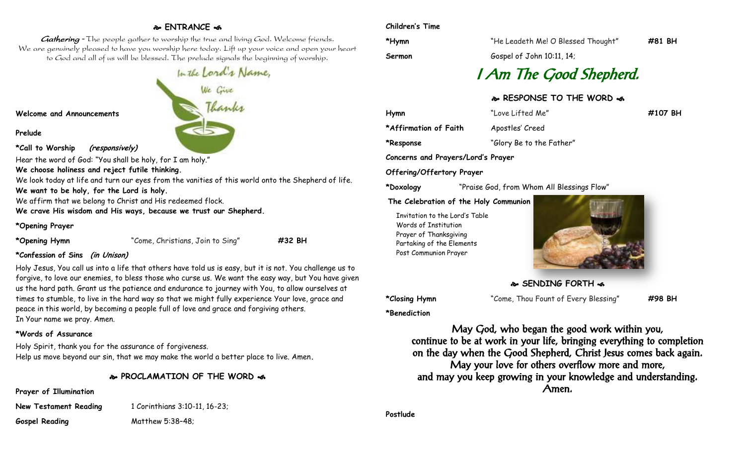## ENTRANCE

*Gathering* - The people gather to worship the true and living God. Welcome friends. We are genuinely pleased to have you worship here today. Lift up your voice and open your heart to God and all of us will be blessed. The prelude signals the beginning of worship.

In the Lord's Name, We Give Thanks

**Welcome and Announcements**

**Prelude**

**\*Call to Worship** *(responsively)*

Hear the word of God: "You shall be holy, for I am holy."

**We choose holiness and reject futile thinking.**

We look today at life and turn our eyes from the vanities of this world onto the Shepherd of life.

**We want to be holy, for the Lord is holy.**

We affirm that we belong to Christ and His redeemed flock.

**We crave His wisdom and His ways, because we trust our Shepherd.**

**\*Opening Prayer**

**\*Opening Hymn** "Come, Christians, Join to Sing" **#32 BH**

**\*Confession of Sins** *(in Unison)*

Holy Jesus, You call us into a life that others have told us is easy, but it is not. You challenge us to forgive, to love our enemies, to bless those who curse us. We want the easy way, but You have given us the hard path. Grant us the patience and endurance to journey with You, to allow ourselves at times to stumble, to live in the hard way so that we might fully experience Your love, grace and peace in this world, by becoming a people full of love and grace and forgiving others.
In Your name we pray. Amen.

**\*Words of Assurance**

Holy Spirit, thank you for the assurance of forgiveness.
Help us move beyond our sin, that we may make the world a better place to live. Amen.

## PROCLAMATION OF THE WORD

**Prayer of Illumination**

**New Testament Reading** 1 Corinthians 3:10-11, 16-23;

**Gospel Reading** Matthew 5:38–48;

**Children's Time**

**\*Hymn** "He Leadeth Me! O Blessed Thought" **#81 BH**

**Sermon** Gospel of John 10:11, 14;

# *I Am The Good Shepherd.*

## RESPONSE TO THE WORD

**Hymn** "Love Lifted Me" **#107 BH**

**\*Affirmation of Faith** Apostles' Creed

**\*Response** "Glory Be to the Father"

**Concerns and Prayers/Lord's Prayer**

**Offering/Offertory Prayer**

**\*Doxology** "Praise God, from Whom All Blessings Flow"

**The Celebration of the Holy Communion**

- Invitation to the Lord's Table
- Words of Institution
- Prayer of Thanksgiving
- Partaking of the Elements
- Post Communion Prayer

## SENDING FORTH

**\*Closing Hymn** "Come, Thou Fount of Every Blessing" **#98 BH**

**\*Benediction**

May God, who began the good work within you,
continue to be at work in your life, bringing everything to completion
on the day when the Good Shepherd, Christ Jesus comes back again.
May your love for others overflow more and more,
and may you keep growing in your knowledge and understanding.
Amen.

**Postlude**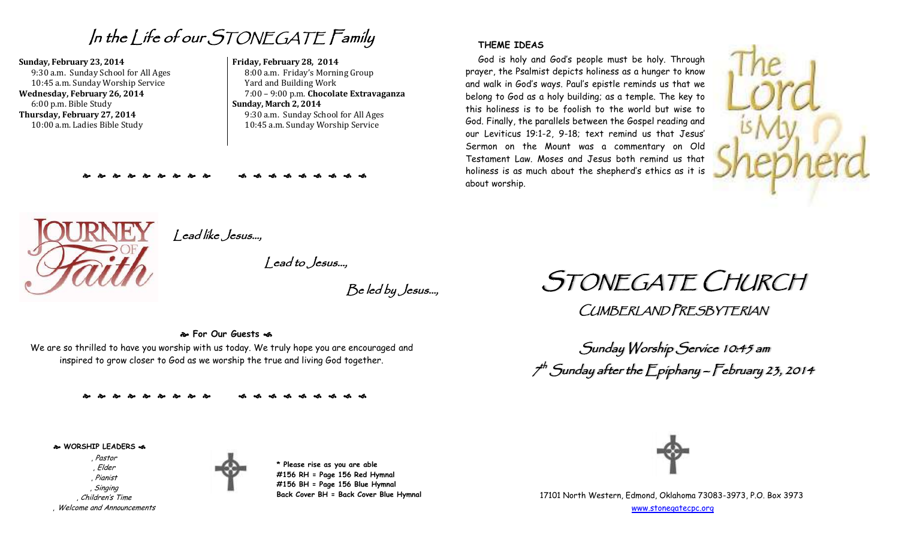# In the Life of our STONEGATE Family

**Sunday, February 23, 2014**
9:30 a.m. Sunday School for All Ages
10:45 a.m. Sunday Worship Service

**Wednesday, February 26, 2014**
6:00 p.m. Bible Study

**Thursday, February 27, 2014**
10:00 a.m. Ladies Bible Study

**Friday, February 28, 2014**
8:00 a.m. Friday's Morning Group
Yard and Building Work
7:00 – 9:00 p.m. **Chocolate Extravaganza**

**Sunday, March 2, 2014**
9:30 a.m. Sunday School for All Ages
10:45 a.m. Sunday Worship Service

Lead like Jesus…,

Lead to Jesus…,

Be led by Jesus…,

**For Our Guests**

We are so thrilled to have you worship with us today. We truly hope you are encouraged and inspired to grow closer to God as we worship the true and living God together.

**WORSHIP LEADERS**

*, Pastor*
*, Elder*
*, Pianist*
*, Singing*
*, Children's Time*
*, Welcome and Announcements*

**\* Please rise as you are able**
**#156 RH = Page 156 Red Hymnal**
**#156 BH = Page 156 Blue Hymnal**
**Back Cover BH = Back Cover Blue Hymnal**

**THEME IDEAS**

God is holy and God's people must be holy. Through prayer, the Psalmist depicts holiness as a hunger to know and walk in God's ways. Paul's epistle reminds us that we belong to God as a holy building; as a temple. The key to this holiness is to be foolish to the world but wise to God. Finally, the parallels between the Gospel reading and our Leviticus 19:1-2, 9-18; text remind us that Jesus' Sermon on the Mount was a commentary on Old Testament Law. Moses and Jesus both remind us that holiness is as much about the shepherd's ethics as it is about worship.

The Lord is My Shepherd

# STONEGATE CHURCH

## CUMBERLAND PRESBYTERIAN

### Sunday Worship Service 10:45 am

### 7th Sunday after the Epiphany – February 23, 2014

17101 North Western, Edmond, Oklahoma 73083-3973, P.O. Box 3973
www.stonegatecpc.org